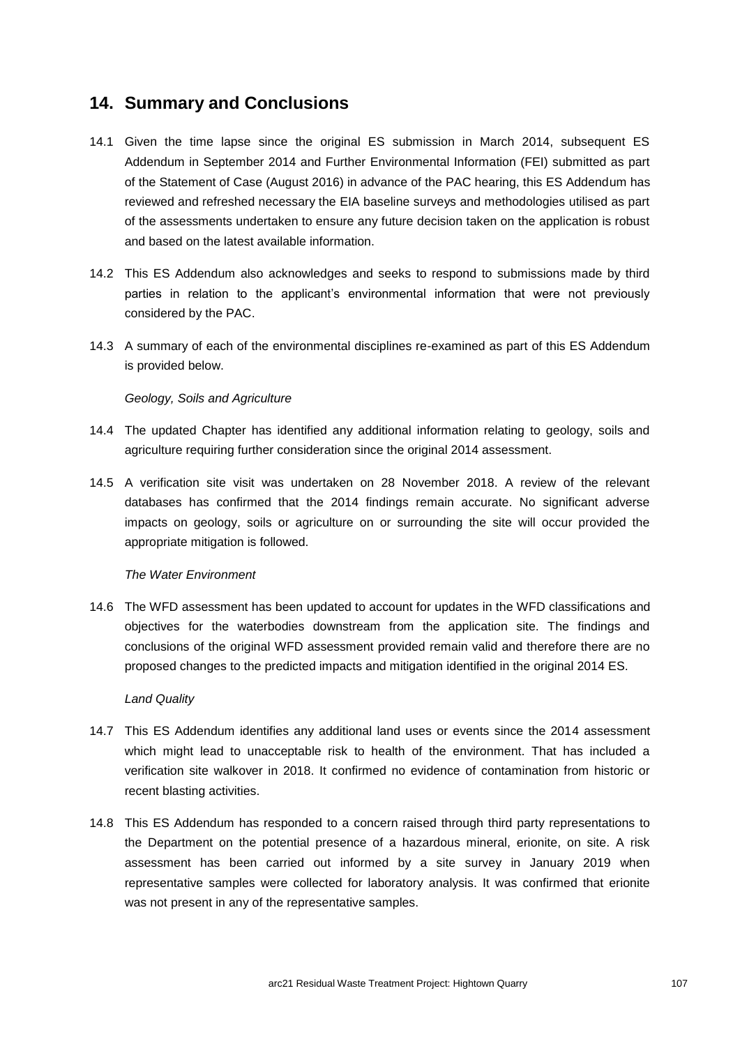## 14. Summary and Conclusions

14.1 Given the time lapse since the original ES submission in March 2014, subsequent ES Addendum in September 2014 and Further Environmental Information (FEI) submitted as part of the Statement of Case (August 2016) in advance of the PAC hearing, this ES Addendum has reviewed and refreshed necessary the EIA baseline surveys and methodologies utilised as part of the assessments undertaken to ensure any future decision taken on the application is robust and based on the latest available information.

14.2 This ES Addendum also acknowledges and seeks to respond to submissions made by third parties in relation to the applicant's environmental information that were not previously considered by the PAC.

14.3 A summary of each of the environmental disciplines re-examined as part of this ES Addendum is provided below.

*Geology, Soils and Agriculture*

14.4 The updated Chapter has identified any additional information relating to geology, soils and agriculture requiring further consideration since the original 2014 assessment.

14.5 A verification site visit was undertaken on 28 November 2018. A review of the relevant databases has confirmed that the 2014 findings remain accurate. No significant adverse impacts on geology, soils or agriculture on or surrounding the site will occur provided the appropriate mitigation is followed.

*The Water Environment*

14.6 The WFD assessment has been updated to account for updates in the WFD classifications and objectives for the waterbodies downstream from the application site. The findings and conclusions of the original WFD assessment provided remain valid and therefore there are no proposed changes to the predicted impacts and mitigation identified in the original 2014 ES.

*Land Quality*

14.7 This ES Addendum identifies any additional land uses or events since the 2014 assessment which might lead to unacceptable risk to health of the environment. That has included a verification site walkover in 2018. It confirmed no evidence of contamination from historic or recent blasting activities.

14.8 This ES Addendum has responded to a concern raised through third party representations to the Department on the potential presence of a hazardous mineral, erionite, on site. A risk assessment has been carried out informed by a site survey in January 2019 when representative samples were collected for laboratory analysis. It was confirmed that erionite was not present in any of the representative samples.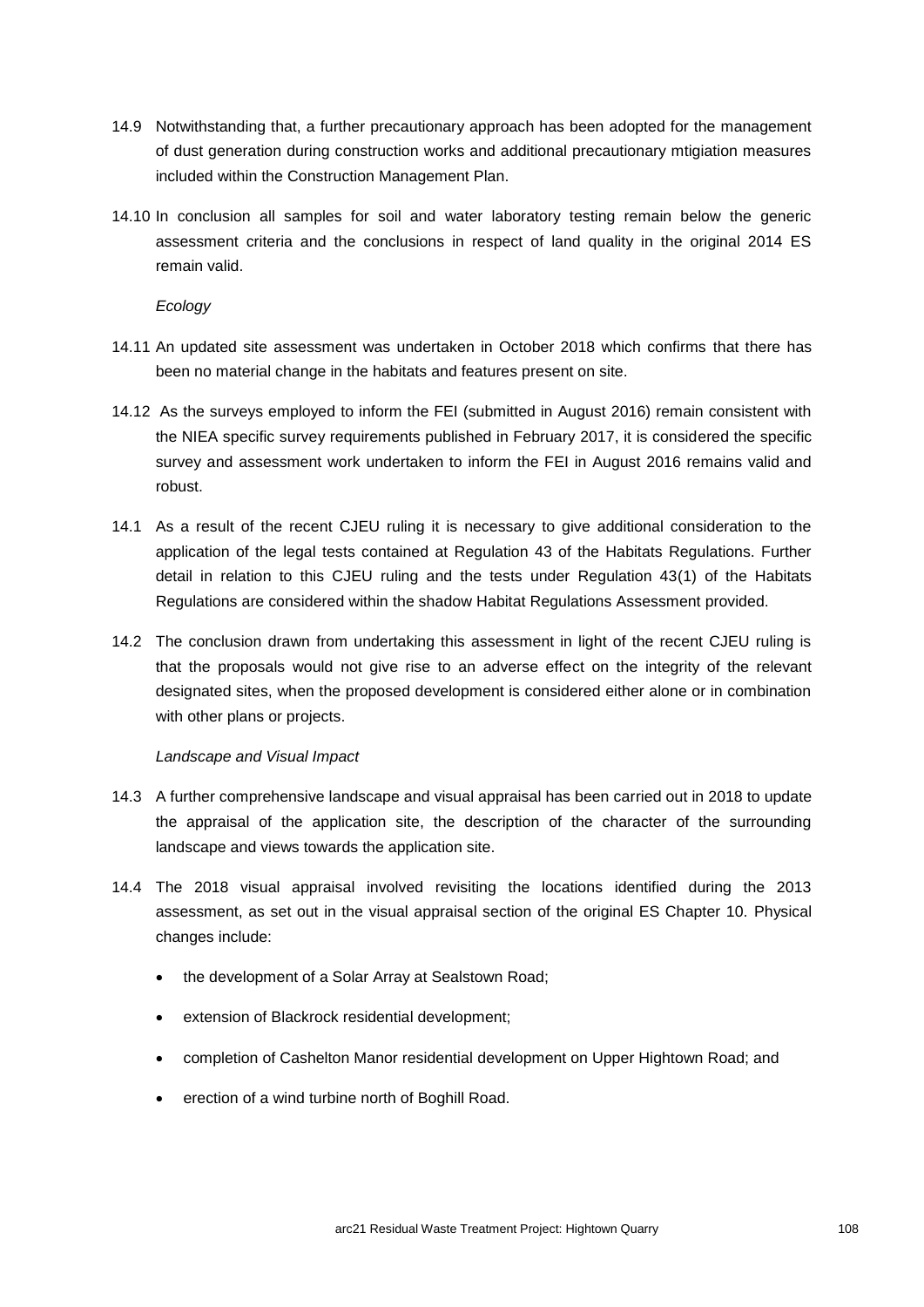14.9 Notwithstanding that, a further precautionary approach has been adopted for the management of dust generation during construction works and additional precautionary mtigiation measures included within the Construction Management Plan.

14.10 In conclusion all samples for soil and water laboratory testing remain below the generic assessment criteria and the conclusions in respect of land quality in the original 2014 ES remain valid.

*Ecology*

14.11 An updated site assessment was undertaken in October 2018 which confirms that there has been no material change in the habitats and features present on site.

14.12 As the surveys employed to inform the FEI (submitted in August 2016) remain consistent with the NIEA specific survey requirements published in February 2017, it is considered the specific survey and assessment work undertaken to inform the FEI in August 2016 remains valid and robust.

14.1 As a result of the recent CJEU ruling it is necessary to give additional consideration to the application of the legal tests contained at Regulation 43 of the Habitats Regulations. Further detail in relation to this CJEU ruling and the tests under Regulation 43(1) of the Habitats Regulations are considered within the shadow Habitat Regulations Assessment provided.

14.2 The conclusion drawn from undertaking this assessment in light of the recent CJEU ruling is that the proposals would not give rise to an adverse effect on the integrity of the relevant designated sites, when the proposed development is considered either alone or in combination with other plans or projects.

*Landscape and Visual Impact*

14.3 A further comprehensive landscape and visual appraisal has been carried out in 2018 to update the appraisal of the application site, the description of the character of the surrounding landscape and views towards the application site.

14.4 The 2018 visual appraisal involved revisiting the locations identified during the 2013 assessment, as set out in the visual appraisal section of the original ES Chapter 10. Physical changes include:

- the development of a Solar Array at Sealstown Road;
- extension of Blackrock residential development;
- completion of Cashelton Manor residential development on Upper Hightown Road; and
- erection of a wind turbine north of Boghill Road.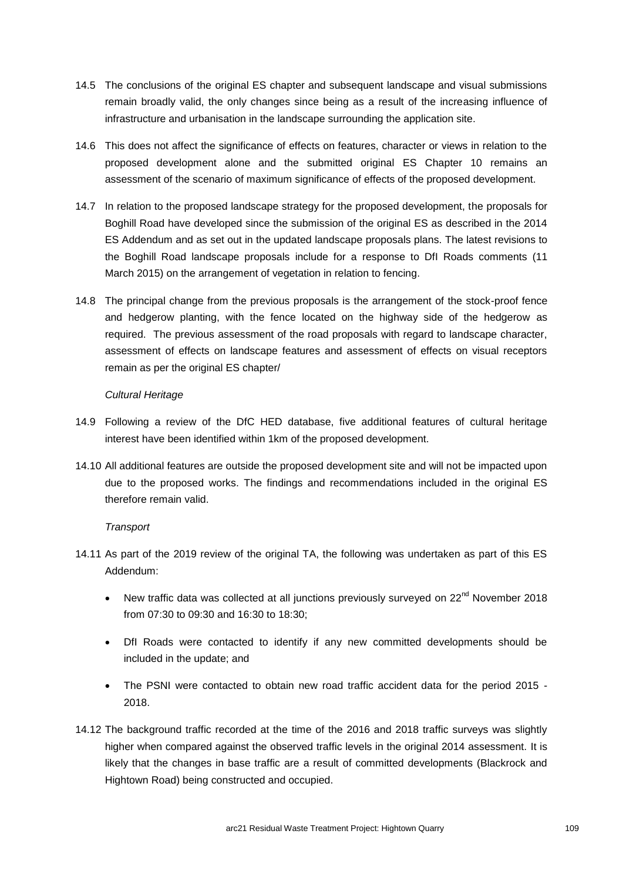14.5 The conclusions of the original ES chapter and subsequent landscape and visual submissions remain broadly valid, the only changes since being as a result of the increasing influence of infrastructure and urbanisation in the landscape surrounding the application site.

14.6 This does not affect the significance of effects on features, character or views in relation to the proposed development alone and the submitted original ES Chapter 10 remains an assessment of the scenario of maximum significance of effects of the proposed development.

14.7 In relation to the proposed landscape strategy for the proposed development, the proposals for Boghill Road have developed since the submission of the original ES as described in the 2014 ES Addendum and as set out in the updated landscape proposals plans. The latest revisions to the Boghill Road landscape proposals include for a response to DfI Roads comments (11 March 2015) on the arrangement of vegetation in relation to fencing.

14.8 The principal change from the previous proposals is the arrangement of the stock-proof fence and hedgerow planting, with the fence located on the highway side of the hedgerow as required. The previous assessment of the road proposals with regard to landscape character, assessment of effects on landscape features and assessment of effects on visual receptors remain as per the original ES chapter/

*Cultural Heritage*

14.9 Following a review of the DfC HED database, five additional features of cultural heritage interest have been identified within 1km of the proposed development.

14.10 All additional features are outside the proposed development site and will not be impacted upon due to the proposed works. The findings and recommendations included in the original ES therefore remain valid.

*Transport*

14.11 As part of the 2019 review of the original TA, the following was undertaken as part of this ES Addendum:

- New traffic data was collected at all junctions previously surveyed on 22nd November 2018 from 07:30 to 09:30 and 16:30 to 18:30;
- DfI Roads were contacted to identify if any new committed developments should be included in the update; and
- The PSNI were contacted to obtain new road traffic accident data for the period 2015 - 2018.

14.12 The background traffic recorded at the time of the 2016 and 2018 traffic surveys was slightly higher when compared against the observed traffic levels in the original 2014 assessment. It is likely that the changes in base traffic are a result of committed developments (Blackrock and Hightown Road) being constructed and occupied.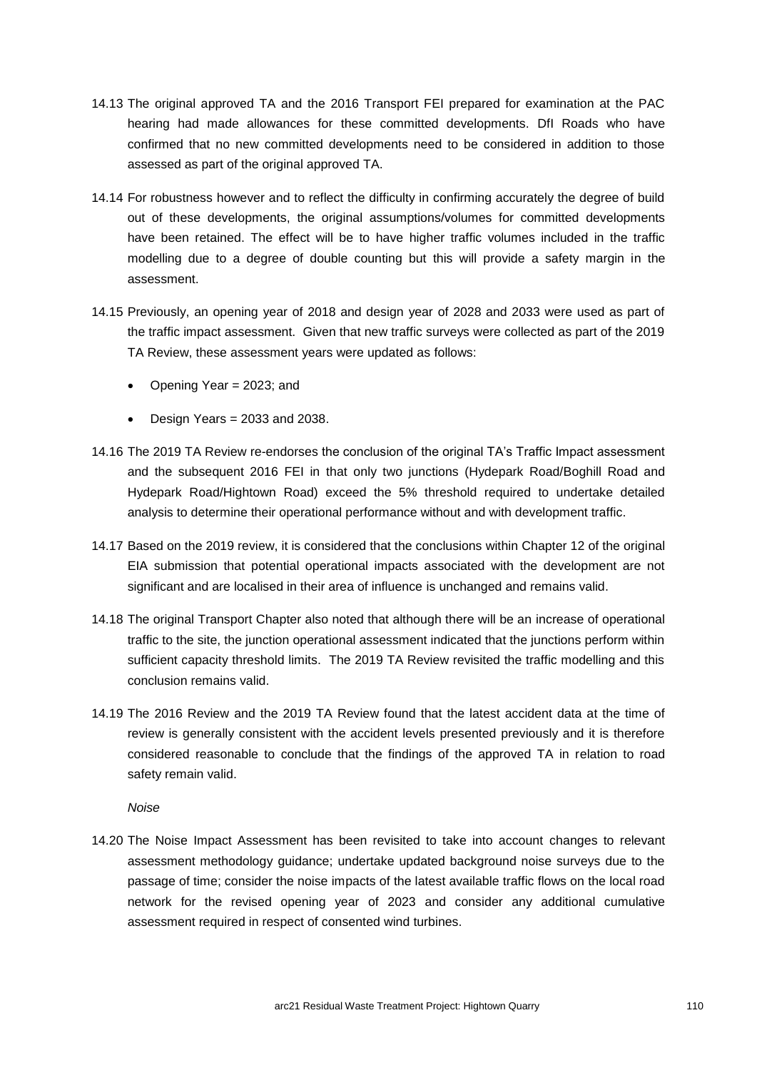14.13 The original approved TA and the 2016 Transport FEI prepared for examination at the PAC hearing had made allowances for these committed developments. DfI Roads who have confirmed that no new committed developments need to be considered in addition to those assessed as part of the original approved TA.

14.14 For robustness however and to reflect the difficulty in confirming accurately the degree of build out of these developments, the original assumptions/volumes for committed developments have been retained. The effect will be to have higher traffic volumes included in the traffic modelling due to a degree of double counting but this will provide a safety margin in the assessment.

14.15 Previously, an opening year of 2018 and design year of 2028 and 2033 were used as part of the traffic impact assessment. Given that new traffic surveys were collected as part of the 2019 TA Review, these assessment years were updated as follows:

- Opening Year = 2023; and
- Design Years = 2033 and 2038.

14.16 The 2019 TA Review re-endorses the conclusion of the original TA's Traffic Impact assessment and the subsequent 2016 FEI in that only two junctions (Hydepark Road/Boghill Road and Hydepark Road/Hightown Road) exceed the 5% threshold required to undertake detailed analysis to determine their operational performance without and with development traffic.

14.17 Based on the 2019 review, it is considered that the conclusions within Chapter 12 of the original EIA submission that potential operational impacts associated with the development are not significant and are localised in their area of influence is unchanged and remains valid.

14.18 The original Transport Chapter also noted that although there will be an increase of operational traffic to the site, the junction operational assessment indicated that the junctions perform within sufficient capacity threshold limits. The 2019 TA Review revisited the traffic modelling and this conclusion remains valid.

14.19 The 2016 Review and the 2019 TA Review found that the latest accident data at the time of review is generally consistent with the accident levels presented previously and it is therefore considered reasonable to conclude that the findings of the approved TA in relation to road safety remain valid.

*Noise*

14.20 The Noise Impact Assessment has been revisited to take into account changes to relevant assessment methodology guidance; undertake updated background noise surveys due to the passage of time; consider the noise impacts of the latest available traffic flows on the local road network for the revised opening year of 2023 and consider any additional cumulative assessment required in respect of consented wind turbines.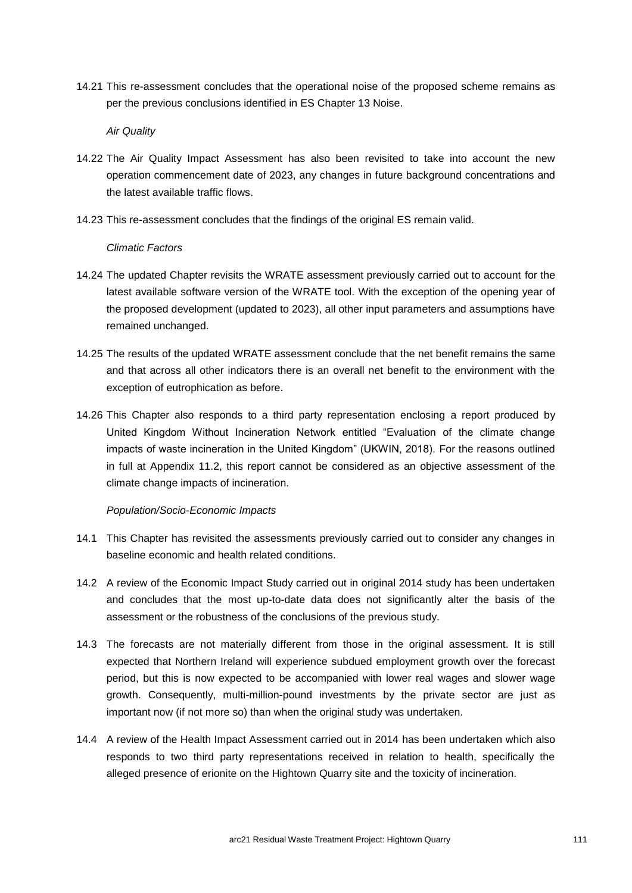14.21 This re-assessment concludes that the operational noise of the proposed scheme remains as per the previous conclusions identified in ES Chapter 13 Noise.

*Air Quality*

14.22 The Air Quality Impact Assessment has also been revisited to take into account the new operation commencement date of 2023, any changes in future background concentrations and the latest available traffic flows.

14.23 This re-assessment concludes that the findings of the original ES remain valid.

*Climatic Factors*

14.24 The updated Chapter revisits the WRATE assessment previously carried out to account for the latest available software version of the WRATE tool. With the exception of the opening year of the proposed development (updated to 2023), all other input parameters and assumptions have remained unchanged.

14.25 The results of the updated WRATE assessment conclude that the net benefit remains the same and that across all other indicators there is an overall net benefit to the environment with the exception of eutrophication as before.

14.26 This Chapter also responds to a third party representation enclosing a report produced by United Kingdom Without Incineration Network entitled "Evaluation of the climate change impacts of waste incineration in the United Kingdom" (UKWIN, 2018). For the reasons outlined in full at Appendix 11.2, this report cannot be considered as an objective assessment of the climate change impacts of incineration.

*Population/Socio-Economic Impacts*

14.1 This Chapter has revisited the assessments previously carried out to consider any changes in baseline economic and health related conditions.

14.2 A review of the Economic Impact Study carried out in original 2014 study has been undertaken and concludes that the most up-to-date data does not significantly alter the basis of the assessment or the robustness of the conclusions of the previous study.

14.3 The forecasts are not materially different from those in the original assessment. It is still expected that Northern Ireland will experience subdued employment growth over the forecast period, but this is now expected to be accompanied with lower real wages and slower wage growth. Consequently, multi-million-pound investments by the private sector are just as important now (if not more so) than when the original study was undertaken.

14.4 A review of the Health Impact Assessment carried out in 2014 has been undertaken which also responds to two third party representations received in relation to health, specifically the alleged presence of erionite on the Hightown Quarry site and the toxicity of incineration.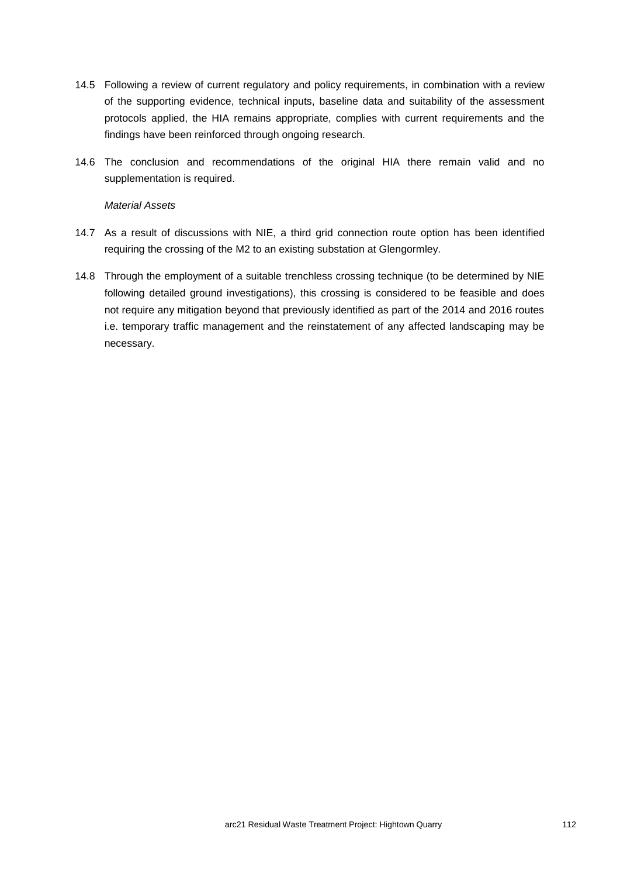14.5 Following a review of current regulatory and policy requirements, in combination with a review of the supporting evidence, technical inputs, baseline data and suitability of the assessment protocols applied, the HIA remains appropriate, complies with current requirements and the findings have been reinforced through ongoing research.

14.6 The conclusion and recommendations of the original HIA there remain valid and no supplementation is required.

*Material Assets*

14.7 As a result of discussions with NIE, a third grid connection route option has been identified requiring the crossing of the M2 to an existing substation at Glengormley.

14.8 Through the employment of a suitable trenchless crossing technique (to be determined by NIE following detailed ground investigations), this crossing is considered to be feasible and does not require any mitigation beyond that previously identified as part of the 2014 and 2016 routes i.e. temporary traffic management and the reinstatement of any affected landscaping may be necessary.